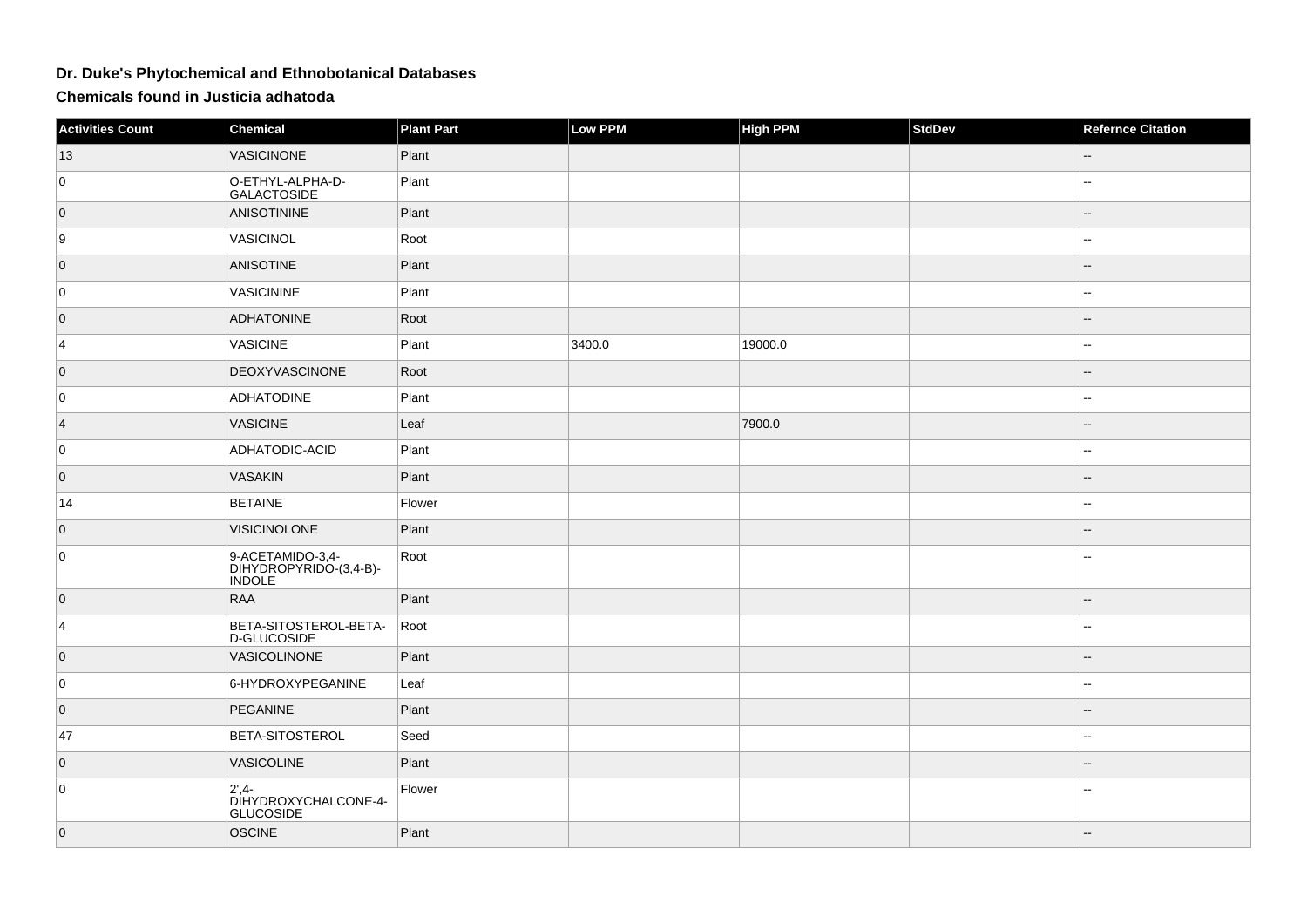# Dr. Duke's Phytochemical and Ethnobotanical Databases

## Chemicals found in Justicia adhatoda

| Activities Count | Chemical | Plant Part | Low PPM | High PPM | StdDev | Refernce Citation |
|---|---|---|---|---|---|---|
| 13 | VASICINONE | Plant | | | | -- |
| 0 | O-ETHYL-ALPHA-D-GALACTOSIDE | Plant | | | | -- |
| 0 | ANISOTININE | Plant | | | | -- |
| 9 | VASICINOL | Root | | | | -- |
| 0 | ANISOTINE | Plant | | | | -- |
| 0 | VASICININE | Plant | | | | -- |
| 0 | ADHATONINE | Root | | | | -- |
| 4 | VASICINE | Plant | 3400.0 | 19000.0 | | -- |
| 0 | DEOXYVASCINONE | Root | | | | -- |
| 0 | ADHATODINE | Plant | | | | -- |
| 4 | VASICINE | Leaf | | 7900.0 | | -- |
| 0 | ADHATODIC-ACID | Plant | | | | -- |
| 0 | VASAKIN | Plant | | | | -- |
| 14 | BETAINE | Flower | | | | -- |
| 0 | VISICINOLONE | Plant | | | | -- |
| 0 | 9-ACETAMIDO-3,4-DIHYDROPYRIDO-(3,4-B)-INDOLE | Root | | | | -- |
| 0 | RAA | Plant | | | | -- |
| 4 | BETA-SITOSTEROL-BETA-D-GLUCOSIDE | Root | | | | -- |
| 0 | VASICOLINONE | Plant | | | | -- |
| 0 | 6-HYDROXYPEGANINE | Leaf | | | | -- |
| 0 | PEGANINE | Plant | | | | -- |
| 47 | BETA-SITOSTEROL | Seed | | | | -- |
| 0 | VASICOLINE | Plant | | | | -- |
| 0 | 2',4-DIHYDROXYCHALCONE-4-GLUCOSIDE | Flower | | | | -- |
| 0 | OSCINE | Plant | | | | -- |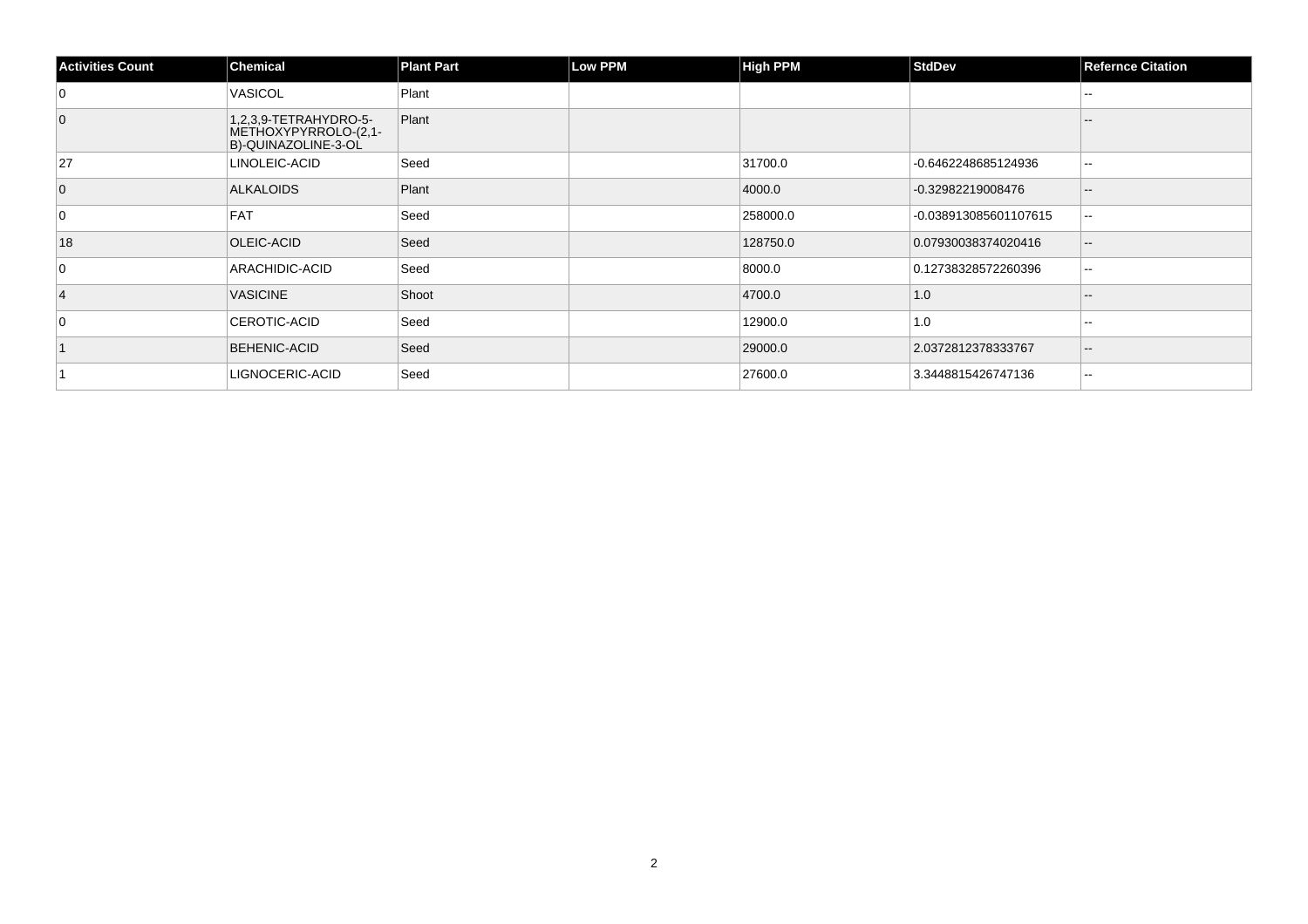| Activities Count | Chemical | Plant Part | Low PPM | High PPM | StdDev | Refernce Citation |
|---|---|---|---|---|---|---|
| 0 | VASICOL | Plant | | | | -- |
| 0 | 1,2,3,9-TETRAHYDRO-5-METHOXYPYRROLO-(2,1-B)-QUINAZOLINE-3-OL | Plant | | | | -- |
| 27 | LINOLEIC-ACID | Seed | | 31700.0 | -0.6462248685124936 | -- |
| 0 | ALKALOIDS | Plant | | 4000.0 | -0.32982219008476 | -- |
| 0 | FAT | Seed | | 258000.0 | -0.038913085601107615 | -- |
| 18 | OLEIC-ACID | Seed | | 128750.0 | 0.07930038374020416 | -- |
| 0 | ARACHIDIC-ACID | Seed | | 8000.0 | 0.12738328572260396 | -- |
| 4 | VASICINE | Shoot | | 4700.0 | 1.0 | -- |
| 0 | CEROTIC-ACID | Seed | | 12900.0 | 1.0 | -- |
| 1 | BEHENIC-ACID | Seed | | 29000.0 | 2.0372812378333767 | -- |
| 1 | LIGNOCERIC-ACID | Seed | | 27600.0 | 3.3448815426747136 | -- |